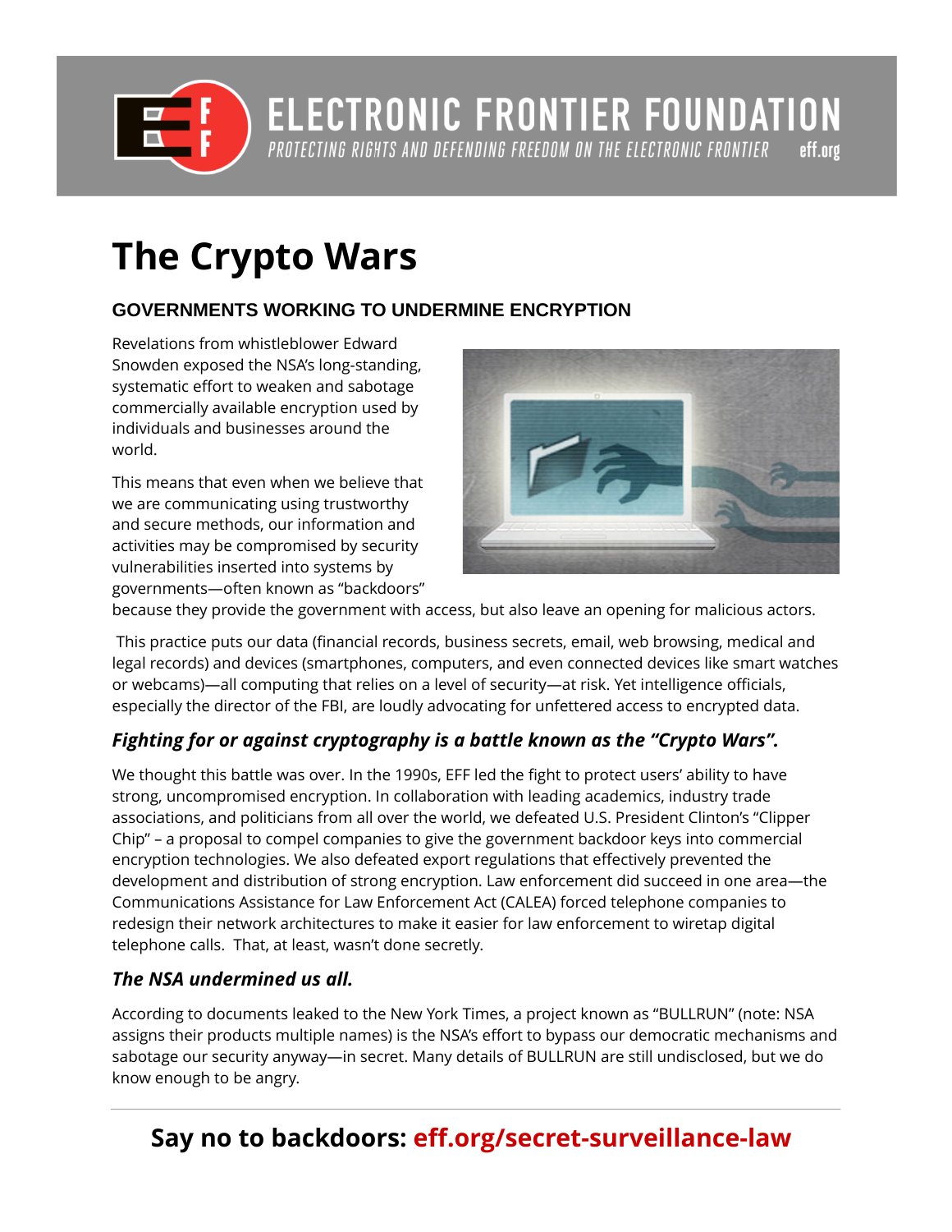ELECTRONIC FRONTIER FOUNDATION

PROTECTING RIGHTS AND DEFENDING FREEDOM ON THE ELECTRONIC FRONTIER eff.org

# The Crypto Wars

## GOVERNMENTS WORKING TO UNDERMINE ENCRYPTION

Revelations from whistleblower Edward Snowden exposed the NSA's long-standing, systematic effort to weaken and sabotage commercially available encryption used by individuals and businesses around the world.

This means that even when we believe that we are communicating using trustworthy and secure methods, our information and activities may be compromised by security vulnerabilities inserted into systems by governments—often known as "backdoors" because they provide the government with access, but also leave an opening for malicious actors.

This practice puts our data (financial records, business secrets, email, web browsing, medical and legal records) and devices (smartphones, computers, and even connected devices like smart watches or webcams)—all computing that relies on a level of security—at risk. Yet intelligence officials, especially the director of the FBI, are loudly advocating for unfettered access to encrypted data.

### *Fighting for or against cryptography is a battle known as the "Crypto Wars".*

We thought this battle was over. In the 1990s, EFF led the fight to protect users' ability to have strong, uncompromised encryption. In collaboration with leading academics, industry trade associations, and politicians from all over the world, we defeated U.S. President Clinton's "Clipper Chip" – a proposal to compel companies to give the government backdoor keys into commercial encryption technologies. We also defeated export regulations that effectively prevented the development and distribution of strong encryption. Law enforcement did succeed in one area—the Communications Assistance for Law Enforcement Act (CALEA) forced telephone companies to redesign their network architectures to make it easier for law enforcement to wiretap digital telephone calls. That, at least, wasn't done secretly.

### *The NSA undermined us all.*

According to documents leaked to the New York Times, a project known as "BULLRUN" (note: NSA assigns their products multiple names) is the NSA's effort to bypass our democratic mechanisms and sabotage our security anyway—in secret. Many details of BULLRUN are still undisclosed, but we do know enough to be angry.

**Say no to backdoors: eff.org/secret-surveillance-law**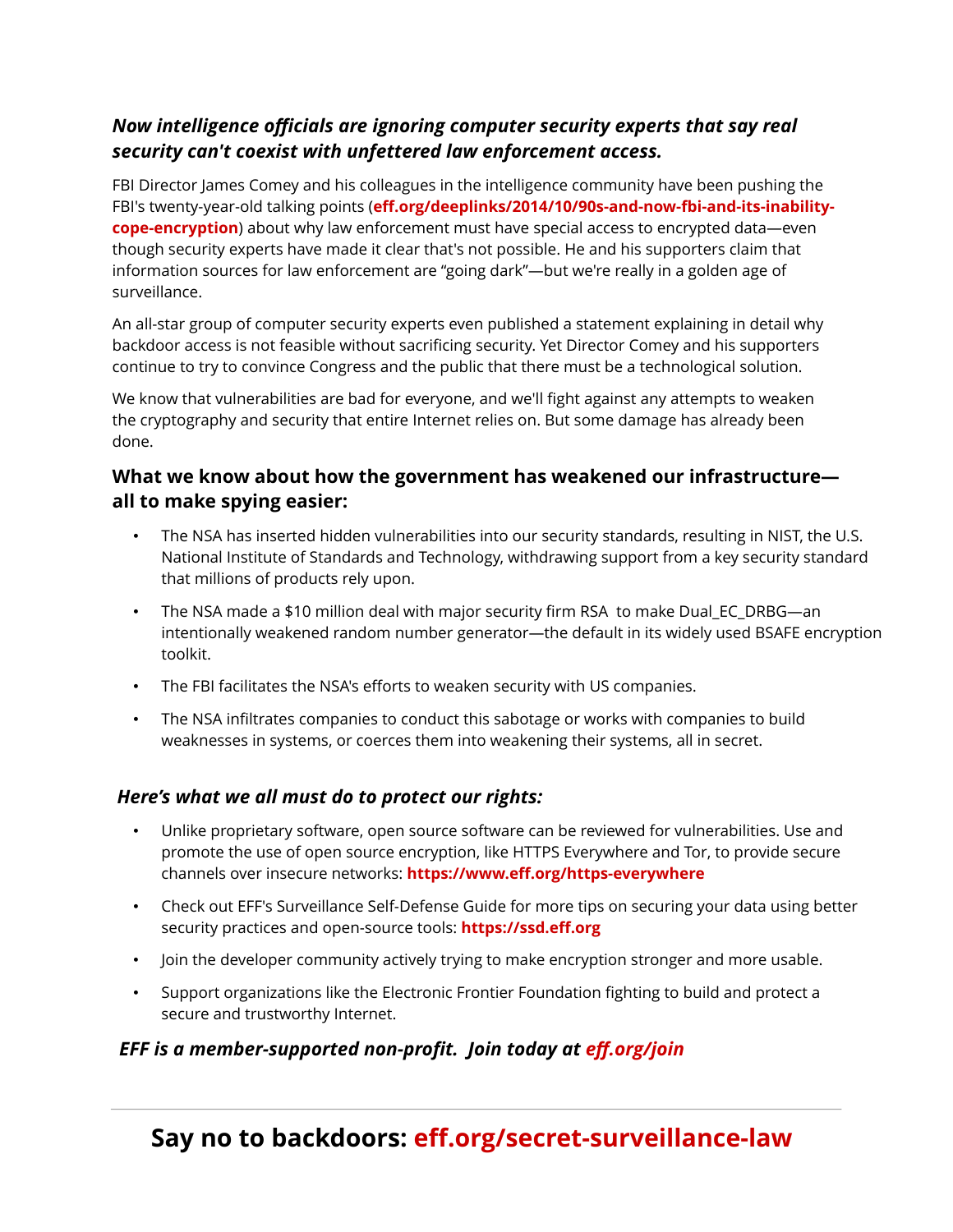### *Now intelligence officials are ignoring computer security experts that say real security can't coexist with unfettered law enforcement access.*

FBI Director James Comey and his colleagues in the intelligence community have been pushing the FBI's twenty-year-old talking points (**eff.org/deeplinks/2014/10/90s-and-now-fbi-and-its-inability-cope-encryption**) about why law enforcement must have special access to encrypted data—even though security experts have made it clear that's not possible. He and his supporters claim that information sources for law enforcement are "going dark"—but we're really in a golden age of surveillance.

An all-star group of computer security experts even published a statement explaining in detail why backdoor access is not feasible without sacrificing security. Yet Director Comey and his supporters continue to try to convince Congress and the public that there must be a technological solution.

We know that vulnerabilities are bad for everyone, and we'll fight against any attempts to weaken the cryptography and security that entire Internet relies on. But some damage has already been done.

### What we know about how the government has weakened our infrastructure—all to make spying easier:

- The NSA has inserted hidden vulnerabilities into our security standards, resulting in NIST, the U.S. National Institute of Standards and Technology, withdrawing support from a key security standard that millions of products rely upon.
- The NSA made a $10 million deal with major security firm RSA to make Dual_EC_DRBG—an intentionally weakened random number generator—the default in its widely used BSAFE encryption toolkit.
- The FBI facilitates the NSA's efforts to weaken security with US companies.
- The NSA infiltrates companies to conduct this sabotage or works with companies to build weaknesses in systems, or coerces them into weakening their systems, all in secret.

### *Here's what we all must do to protect our rights:*

- Unlike proprietary software, open source software can be reviewed for vulnerabilities. Use and promote the use of open source encryption, like HTTPS Everywhere and Tor, to provide secure channels over insecure networks: **https://www.eff.org/https-everywhere**
- Check out EFF's Surveillance Self-Defense Guide for more tips on securing your data using better security practices and open-source tools: **https://ssd.eff.org**
- Join the developer community actively trying to make encryption stronger and more usable.
- Support organizations like the Electronic Frontier Foundation fighting to build and protect a secure and trustworthy Internet.

***EFF is a member-supported non-profit. Join today at eff.org/join***

---

## Say no to backdoors: eff.org/secret-surveillance-law